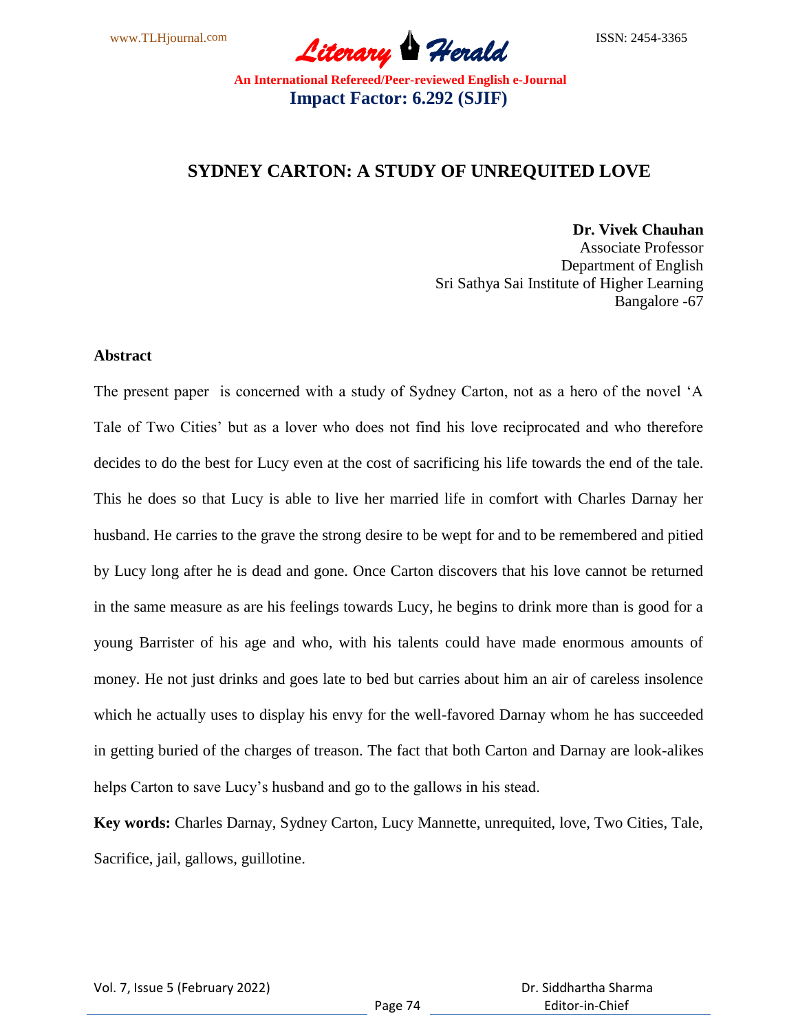# SYDNEY CARTON: A STUDY OF UNREQUITED LOVE

**Dr. Vivek Chauhan**
Associate Professor
Department of English
Sri Sathya Sai Institute of Higher Learning
Bangalore -67

## Abstract

The present paper is concerned with a study of Sydney Carton, not as a hero of the novel 'A Tale of Two Cities' but as a lover who does not find his love reciprocated and who therefore decides to do the best for Lucy even at the cost of sacrificing his life towards the end of the tale. This he does so that Lucy is able to live her married life in comfort with Charles Darnay her husband. He carries to the grave the strong desire to be wept for and to be remembered and pitied by Lucy long after he is dead and gone. Once Carton discovers that his love cannot be returned in the same measure as are his feelings towards Lucy, he begins to drink more than is good for a young Barrister of his age and who, with his talents could have made enormous amounts of money. He not just drinks and goes late to bed but carries about him an air of careless insolence which he actually uses to display his envy for the well-favored Darnay whom he has succeeded in getting buried of the charges of treason. The fact that both Carton and Darnay are look-alikes helps Carton to save Lucy's husband and go to the gallows in his stead.

**Key words:** Charles Darnay, Sydney Carton, Lucy Mannette, unrequited, love, Two Cities, Tale, Sacrifice, jail, gallows, guillotine.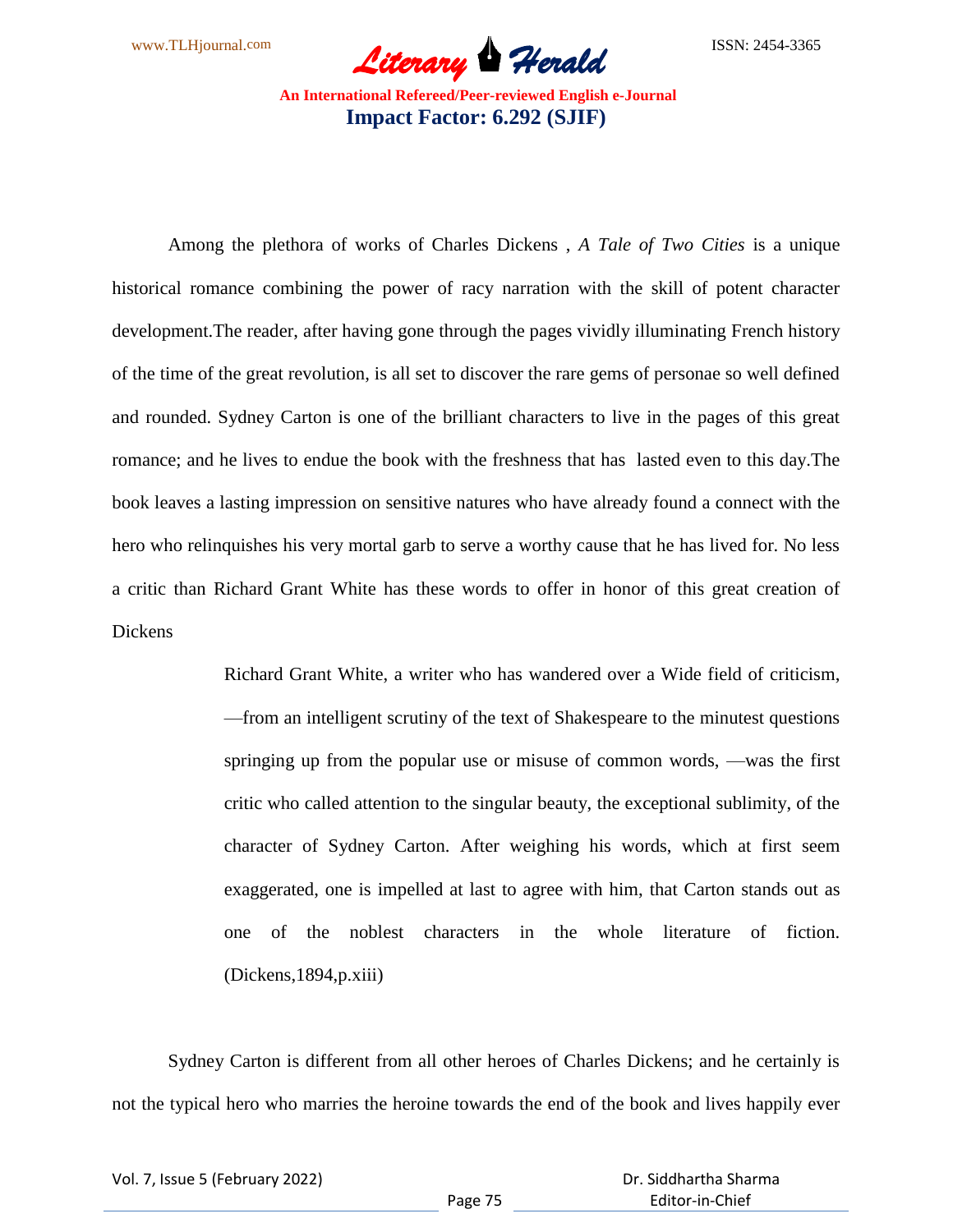Among the plethora of works of Charles Dickens , *A Tale of Two Cities* is a unique historical romance combining the power of racy narration with the skill of potent character development.The reader, after having gone through the pages vividly illuminating French history of the time of the great revolution, is all set to discover the rare gems of personae so well defined and rounded. Sydney Carton is one of the brilliant characters to live in the pages of this great romance; and he lives to endue the book with the freshness that has lasted even to this day.The book leaves a lasting impression on sensitive natures who have already found a connect with the hero who relinquishes his very mortal garb to serve a worthy cause that he has lived for. No less a critic than Richard Grant White has these words to offer in honor of this great creation of Dickens

> Richard Grant White, a writer who has wandered over a Wide field of criticism, —from an intelligent scrutiny of the text of Shakespeare to the minutest questions springing up from the popular use or misuse of common words, —was the first critic who called attention to the singular beauty, the exceptional sublimity, of the character of Sydney Carton. After weighing his words, which at first seem exaggerated, one is impelled at last to agree with him, that Carton stands out as one of the noblest characters in the whole literature of fiction. (Dickens,1894,p.xiii)

Sydney Carton is different from all other heroes of Charles Dickens; and he certainly is not the typical hero who marries the heroine towards the end of the book and lives happily ever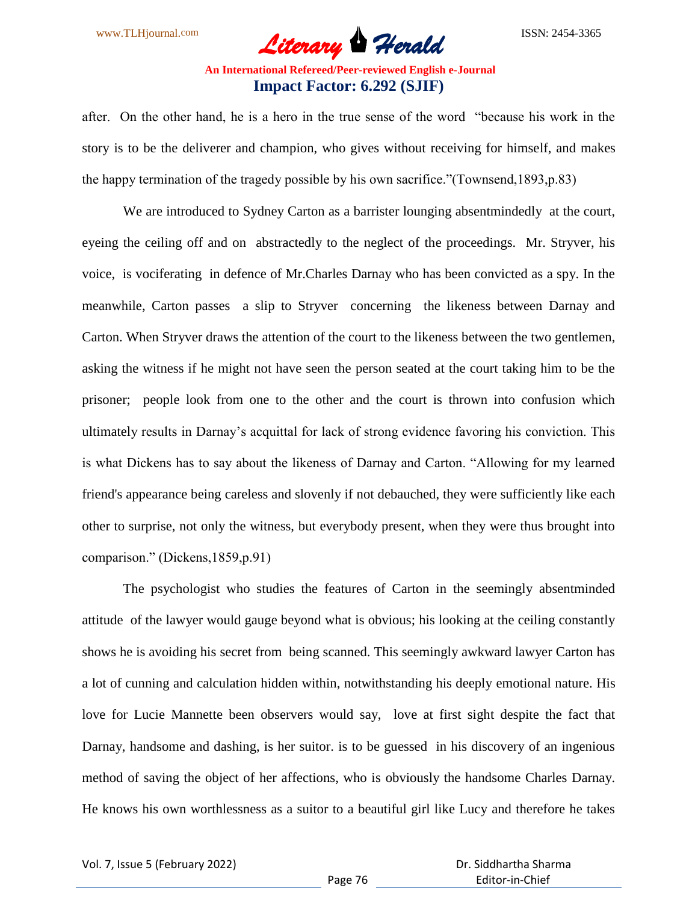after. On the other hand, he is a hero in the true sense of the word "because his work in the story is to be the deliverer and champion, who gives without receiving for himself, and makes the happy termination of the tragedy possible by his own sacrifice."(Townsend,1893,p.83)

We are introduced to Sydney Carton as a barrister lounging absentmindedly at the court, eyeing the ceiling off and on abstractedly to the neglect of the proceedings. Mr. Stryver, his voice, is vociferating in defence of Mr.Charles Darnay who has been convicted as a spy. In the meanwhile, Carton passes a slip to Stryver concerning the likeness between Darnay and Carton. When Stryver draws the attention of the court to the likeness between the two gentlemen, asking the witness if he might not have seen the person seated at the court taking him to be the prisoner; people look from one to the other and the court is thrown into confusion which ultimately results in Darnay's acquittal for lack of strong evidence favoring his conviction. This is what Dickens has to say about the likeness of Darnay and Carton. "Allowing for my learned friend's appearance being careless and slovenly if not debauched, they were sufficiently like each other to surprise, not only the witness, but everybody present, when they were thus brought into comparison." (Dickens,1859,p.91)

The psychologist who studies the features of Carton in the seemingly absentminded attitude of the lawyer would gauge beyond what is obvious; his looking at the ceiling constantly shows he is avoiding his secret from being scanned. This seemingly awkward lawyer Carton has a lot of cunning and calculation hidden within, notwithstanding his deeply emotional nature. His love for Lucie Mannette been observers would say, love at first sight despite the fact that Darnay, handsome and dashing, is her suitor. is to be guessed in his discovery of an ingenious method of saving the object of her affections, who is obviously the handsome Charles Darnay. He knows his own worthlessness as a suitor to a beautiful girl like Lucy and therefore he takes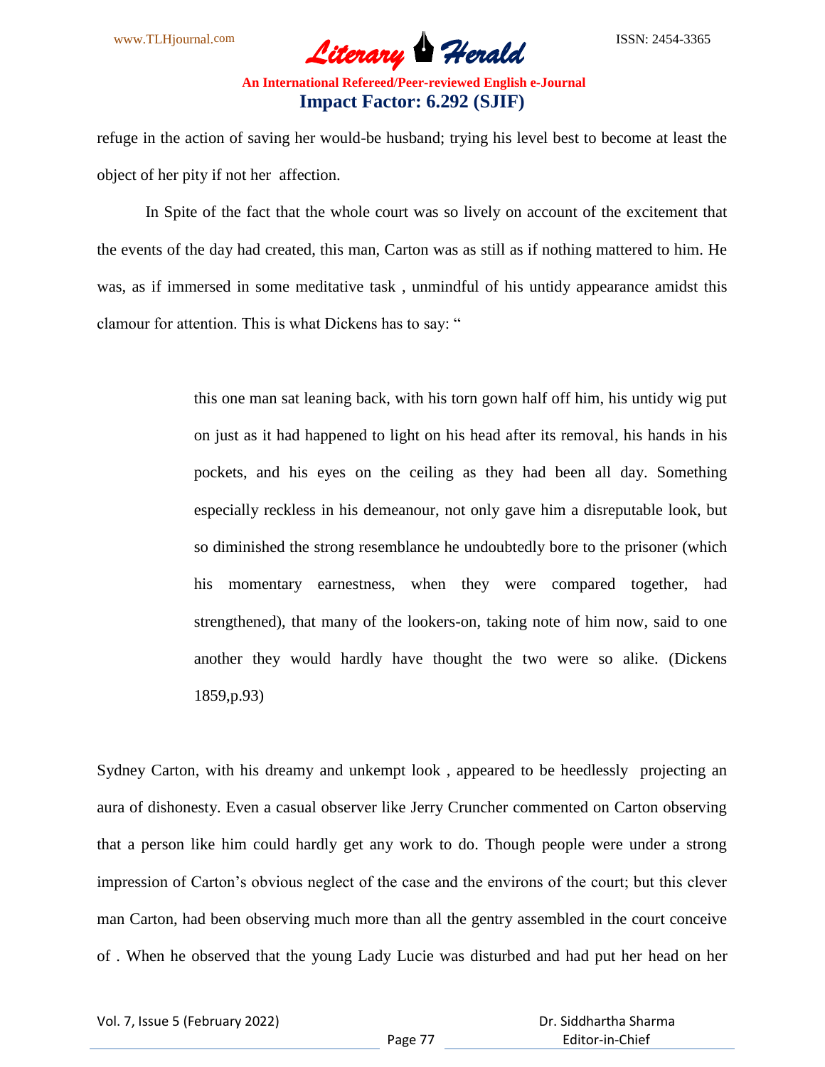refuge in the action of saving her would-be husband; trying his level best to become at least the object of her pity if not her affection.

In Spite of the fact that the whole court was so lively on account of the excitement that the events of the day had created, this man, Carton was as still as if nothing mattered to him. He was, as if immersed in some meditative task , unmindful of his untidy appearance amidst this clamour for attention. This is what Dickens has to say: "

> this one man sat leaning back, with his torn gown half off him, his untidy wig put on just as it had happened to light on his head after its removal, his hands in his pockets, and his eyes on the ceiling as they had been all day. Something especially reckless in his demeanour, not only gave him a disreputable look, but so diminished the strong resemblance he undoubtedly bore to the prisoner (which his momentary earnestness, when they were compared together, had strengthened), that many of the lookers-on, taking note of him now, said to one another they would hardly have thought the two were so alike. (Dickens 1859,p.93)

Sydney Carton, with his dreamy and unkempt look , appeared to be heedlessly projecting an aura of dishonesty. Even a casual observer like Jerry Cruncher commented on Carton observing that a person like him could hardly get any work to do. Though people were under a strong impression of Carton's obvious neglect of the case and the environs of the court; but this clever man Carton, had been observing much more than all the gentry assembled in the court conceive of . When he observed that the young Lady Lucie was disturbed and had put her head on her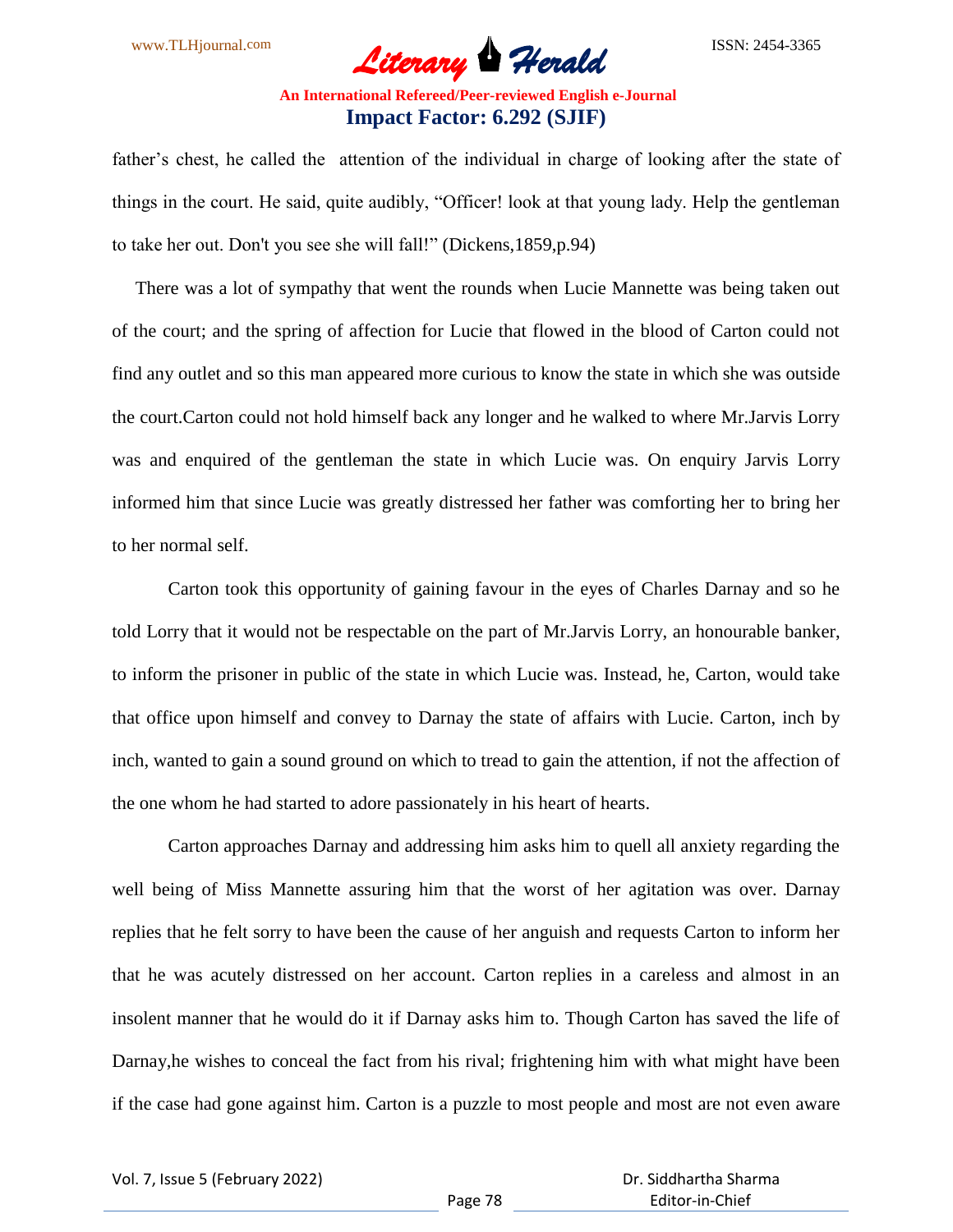father's chest, he called the attention of the individual in charge of looking after the state of things in the court. He said, quite audibly, "Officer! look at that young lady. Help the gentleman to take her out. Don't you see she will fall!" (Dickens,1859,p.94)

There was a lot of sympathy that went the rounds when Lucie Mannette was being taken out of the court; and the spring of affection for Lucie that flowed in the blood of Carton could not find any outlet and so this man appeared more curious to know the state in which she was outside the court.Carton could not hold himself back any longer and he walked to where Mr.Jarvis Lorry was and enquired of the gentleman the state in which Lucie was. On enquiry Jarvis Lorry informed him that since Lucie was greatly distressed her father was comforting her to bring her to her normal self.

Carton took this opportunity of gaining favour in the eyes of Charles Darnay and so he told Lorry that it would not be respectable on the part of Mr.Jarvis Lorry, an honourable banker, to inform the prisoner in public of the state in which Lucie was. Instead, he, Carton, would take that office upon himself and convey to Darnay the state of affairs with Lucie. Carton, inch by inch, wanted to gain a sound ground on which to tread to gain the attention, if not the affection of the one whom he had started to adore passionately in his heart of hearts.

Carton approaches Darnay and addressing him asks him to quell all anxiety regarding the well being of Miss Mannette assuring him that the worst of her agitation was over. Darnay replies that he felt sorry to have been the cause of her anguish and requests Carton to inform her that he was acutely distressed on her account. Carton replies in a careless and almost in an insolent manner that he would do it if Darnay asks him to. Though Carton has saved the life of Darnay,he wishes to conceal the fact from his rival; frightening him with what might have been if the case had gone against him. Carton is a puzzle to most people and most are not even aware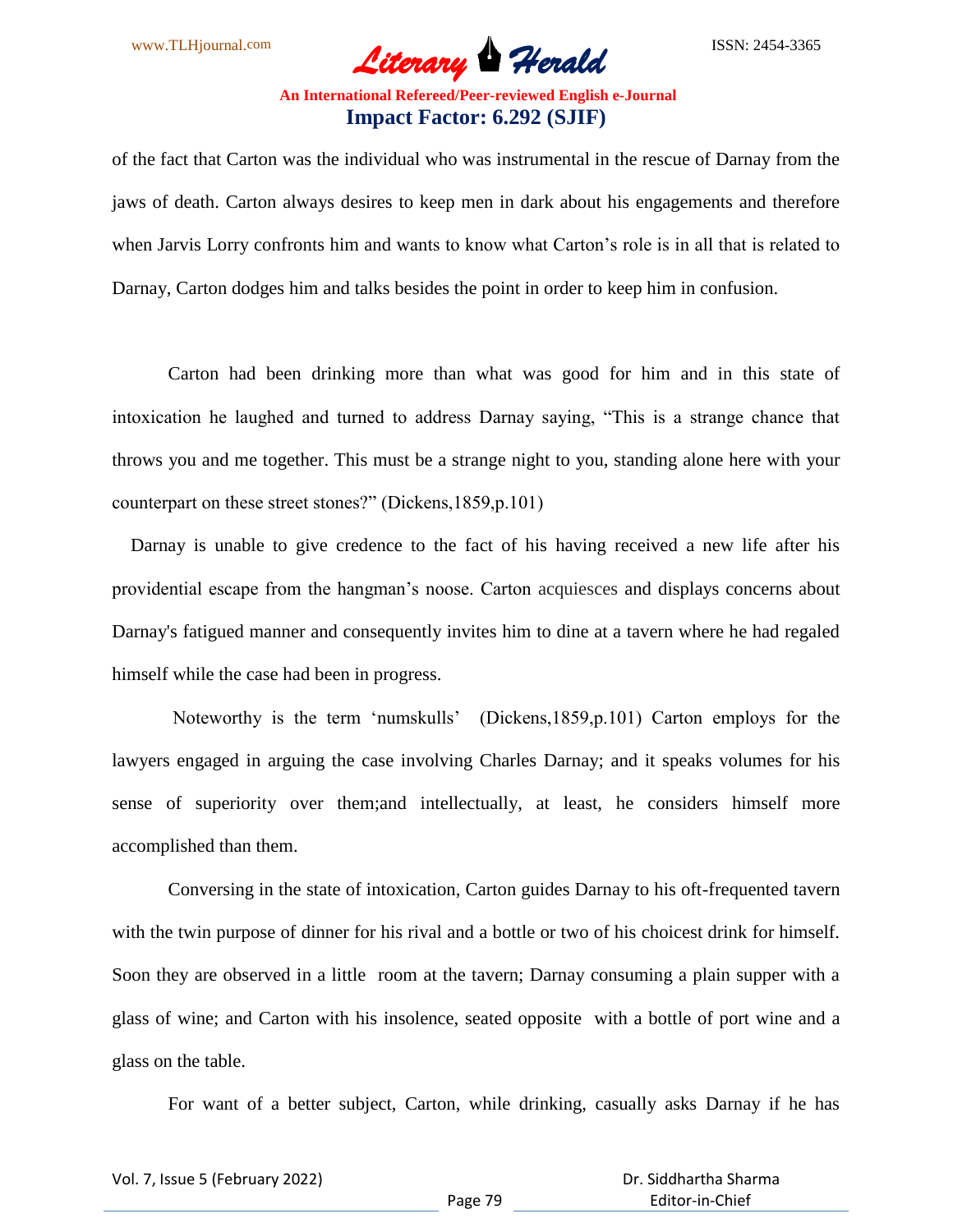of the fact that Carton was the individual who was instrumental in the rescue of Darnay from the jaws of death. Carton always desires to keep men in dark about his engagements and therefore when Jarvis Lorry confronts him and wants to know what Carton's role is in all that is related to Darnay, Carton dodges him and talks besides the point in order to keep him in confusion.

Carton had been drinking more than what was good for him and in this state of intoxication he laughed and turned to address Darnay saying, "This is a strange chance that throws you and me together. This must be a strange night to you, standing alone here with your counterpart on these street stones?" (Dickens,1859,p.101)

Darnay is unable to give credence to the fact of his having received a new life after his providential escape from the hangman's noose. Carton acquiesces and displays concerns about Darnay's fatigued manner and consequently invites him to dine at a tavern where he had regaled himself while the case had been in progress.

Noteworthy is the term 'numskulls' (Dickens,1859,p.101) Carton employs for the lawyers engaged in arguing the case involving Charles Darnay; and it speaks volumes for his sense of superiority over them;and intellectually, at least, he considers himself more accomplished than them.

Conversing in the state of intoxication, Carton guides Darnay to his oft-frequented tavern with the twin purpose of dinner for his rival and a bottle or two of his choicest drink for himself. Soon they are observed in a little room at the tavern; Darnay consuming a plain supper with a glass of wine; and Carton with his insolence, seated opposite with a bottle of port wine and a glass on the table.

For want of a better subject, Carton, while drinking, casually asks Darnay if he has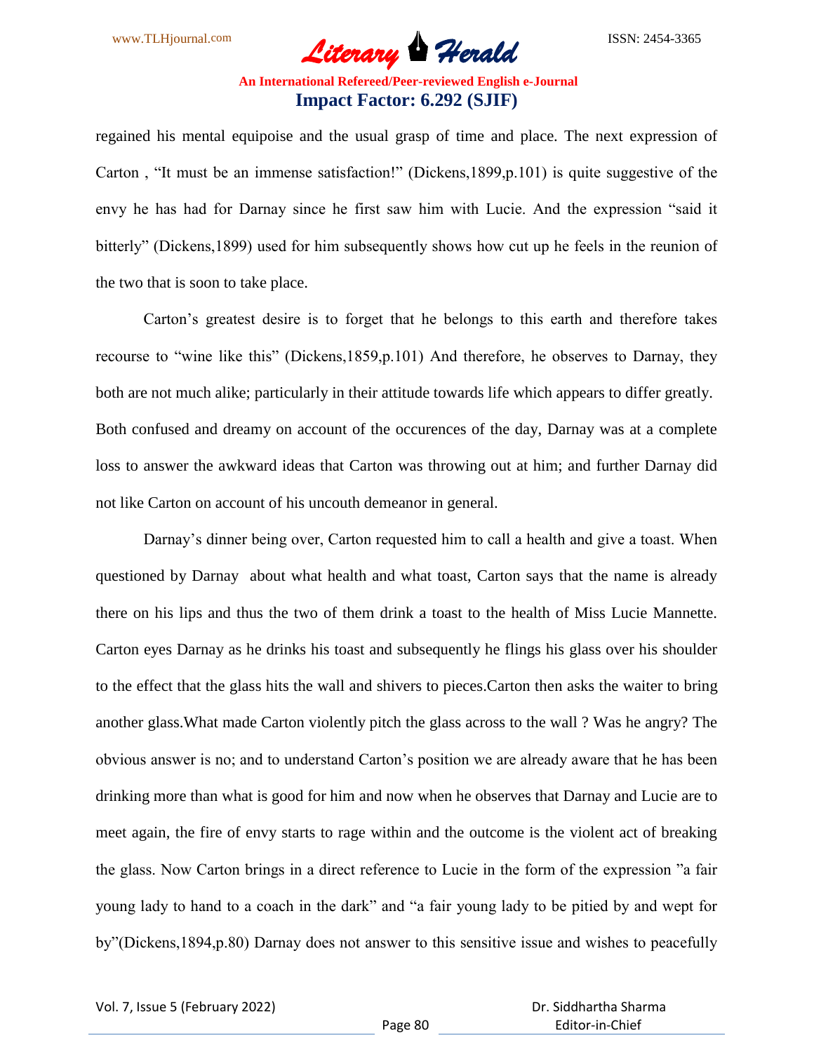regained his mental equipoise and the usual grasp of time and place. The next expression of Carton , “It must be an immense satisfaction!” (Dickens,1899,p.101) is quite suggestive of the envy he has had for Darnay since he first saw him with Lucie. And the expression “said it bitterly” (Dickens,1899) used for him subsequently shows how cut up he feels in the reunion of the two that is soon to take place.

Carton’s greatest desire is to forget that he belongs to this earth and therefore takes recourse to “wine like this” (Dickens,1859,p.101) And therefore, he observes to Darnay, they both are not much alike; particularly in their attitude towards life which appears to differ greatly. Both confused and dreamy on account of the occurences of the day, Darnay was at a complete loss to answer the awkward ideas that Carton was throwing out at him; and further Darnay did not like Carton on account of his uncouth demeanor in general.

Darnay’s dinner being over, Carton requested him to call a health and give a toast. When questioned by Darnay about what health and what toast, Carton says that the name is already there on his lips and thus the two of them drink a toast to the health of Miss Lucie Mannette. Carton eyes Darnay as he drinks his toast and subsequently he flings his glass over his shoulder to the effect that the glass hits the wall and shivers to pieces.Carton then asks the waiter to bring another glass.What made Carton violently pitch the glass across to the wall ? Was he angry? The obvious answer is no; and to understand Carton’s position we are already aware that he has been drinking more than what is good for him and now when he observes that Darnay and Lucie are to meet again, the fire of envy starts to rage within and the outcome is the violent act of breaking the glass. Now Carton brings in a direct reference to Lucie in the form of the expression ”a fair young lady to hand to a coach in the dark” and “a fair young lady to be pitied by and wept for by”(Dickens,1894,p.80) Darnay does not answer to this sensitive issue and wishes to peacefully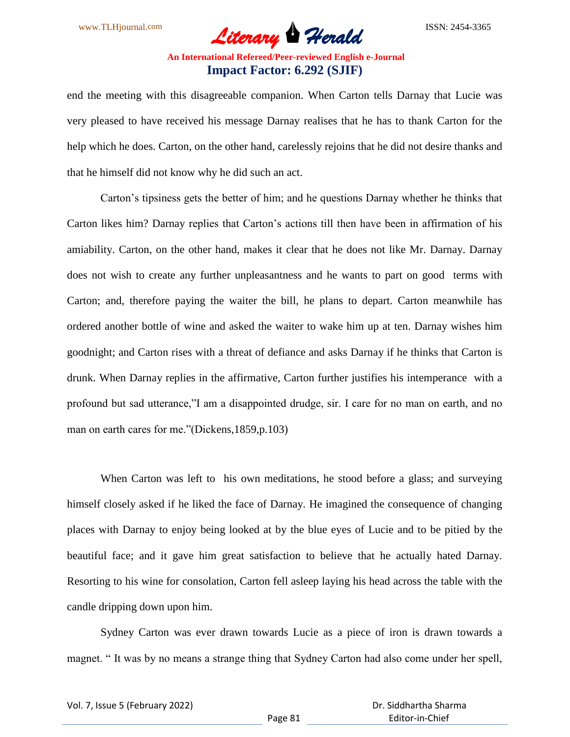end the meeting with this disagreeable companion. When Carton tells Darnay that Lucie was very pleased to have received his message Darnay realises that he has to thank Carton for the help which he does. Carton, on the other hand, carelessly rejoins that he did not desire thanks and that he himself did not know why he did such an act.

Carton's tipsiness gets the better of him; and he questions Darnay whether he thinks that Carton likes him? Darnay replies that Carton's actions till then have been in affirmation of his amiability. Carton, on the other hand, makes it clear that he does not like Mr. Darnay. Darnay does not wish to create any further unpleasantness and he wants to part on good terms with Carton; and, therefore paying the waiter the bill, he plans to depart. Carton meanwhile has ordered another bottle of wine and asked the waiter to wake him up at ten. Darnay wishes him goodnight; and Carton rises with a threat of defiance and asks Darnay if he thinks that Carton is drunk. When Darnay replies in the affirmative, Carton further justifies his intemperance with a profound but sad utterance,"I am a disappointed drudge, sir. I care for no man on earth, and no man on earth cares for me."(Dickens,1859,p.103)

When Carton was left to his own meditations, he stood before a glass; and surveying himself closely asked if he liked the face of Darnay. He imagined the consequence of changing places with Darnay to enjoy being looked at by the blue eyes of Lucie and to be pitied by the beautiful face; and it gave him great satisfaction to believe that he actually hated Darnay. Resorting to his wine for consolation, Carton fell asleep laying his head across the table with the candle dripping down upon him.

Sydney Carton was ever drawn towards Lucie as a piece of iron is drawn towards a magnet. " It was by no means a strange thing that Sydney Carton had also come under her spell,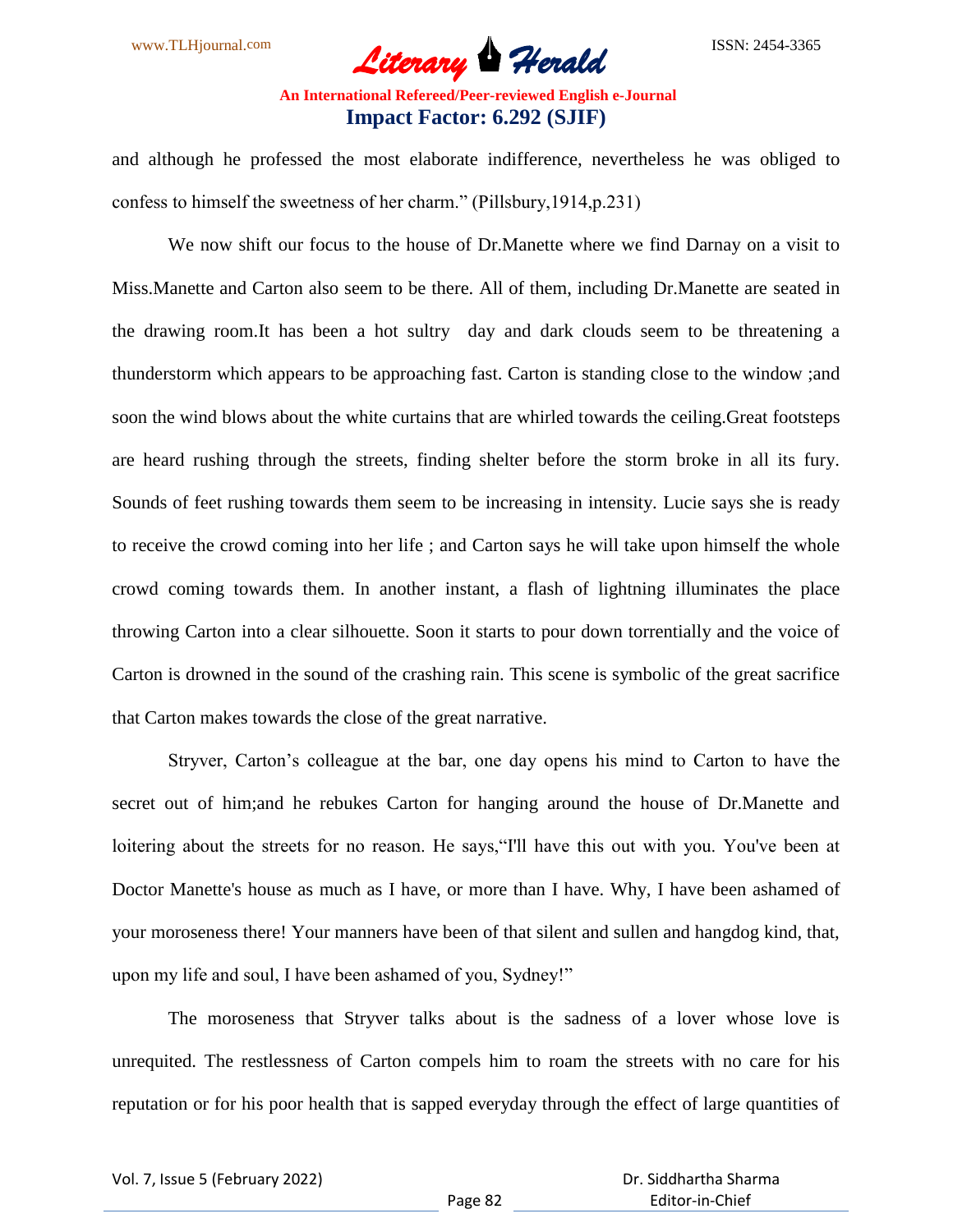and although he professed the most elaborate indifference, nevertheless he was obliged to confess to himself the sweetness of her charm." (Pillsbury,1914,p.231)

We now shift our focus to the house of Dr.Manette where we find Darnay on a visit to Miss.Manette and Carton also seem to be there. All of them, including Dr.Manette are seated in the drawing room.It has been a hot sultry day and dark clouds seem to be threatening a thunderstorm which appears to be approaching fast. Carton is standing close to the window ;and soon the wind blows about the white curtains that are whirled towards the ceiling.Great footsteps are heard rushing through the streets, finding shelter before the storm broke in all its fury. Sounds of feet rushing towards them seem to be increasing in intensity. Lucie says she is ready to receive the crowd coming into her life ; and Carton says he will take upon himself the whole crowd coming towards them. In another instant, a flash of lightning illuminates the place throwing Carton into a clear silhouette. Soon it starts to pour down torrentially and the voice of Carton is drowned in the sound of the crashing rain. This scene is symbolic of the great sacrifice that Carton makes towards the close of the great narrative.

Stryver, Carton's colleague at the bar, one day opens his mind to Carton to have the secret out of him;and he rebukes Carton for hanging around the house of Dr.Manette and loitering about the streets for no reason. He says,"I'll have this out with you. You've been at Doctor Manette's house as much as I have, or more than I have. Why, I have been ashamed of your moroseness there! Your manners have been of that silent and sullen and hangdog kind, that, upon my life and soul, I have been ashamed of you, Sydney!"

The moroseness that Stryver talks about is the sadness of a lover whose love is unrequited. The restlessness of Carton compels him to roam the streets with no care for his reputation or for his poor health that is sapped everyday through the effect of large quantities of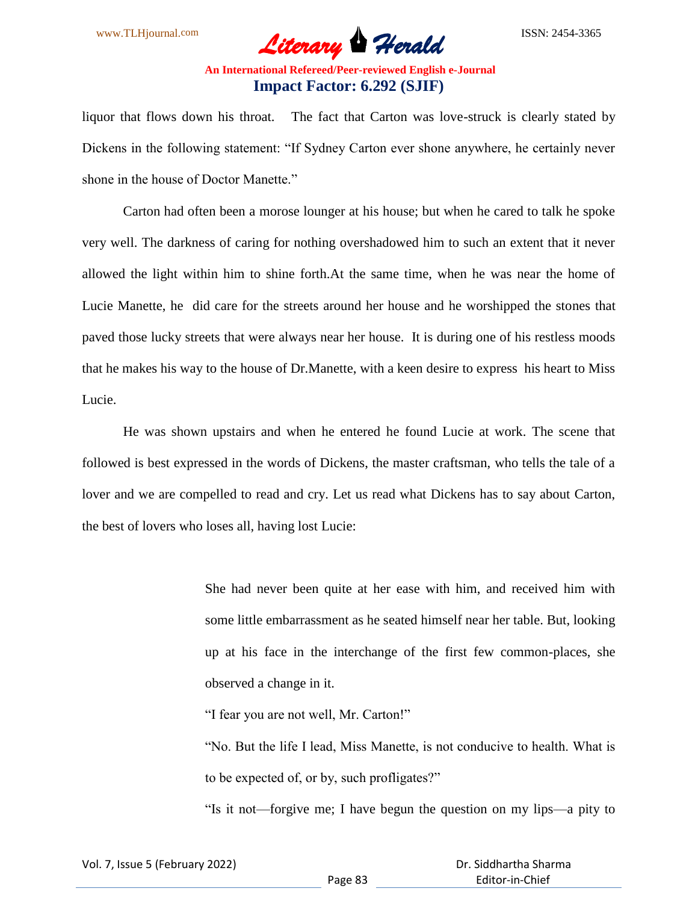liquor that flows down his throat. The fact that Carton was love-struck is clearly stated by Dickens in the following statement: "If Sydney Carton ever shone anywhere, he certainly never shone in the house of Doctor Manette."

Carton had often been a morose lounger at his house; but when he cared to talk he spoke very well. The darkness of caring for nothing overshadowed him to such an extent that it never allowed the light within him to shine forth.At the same time, when he was near the home of Lucie Manette, he did care for the streets around her house and he worshipped the stones that paved those lucky streets that were always near her house. It is during one of his restless moods that he makes his way to the house of Dr.Manette, with a keen desire to express his heart to Miss Lucie.

He was shown upstairs and when he entered he found Lucie at work. The scene that followed is best expressed in the words of Dickens, the master craftsman, who tells the tale of a lover and we are compelled to read and cry. Let us read what Dickens has to say about Carton, the best of lovers who loses all, having lost Lucie:

> She had never been quite at her ease with him, and received him with some little embarrassment as he seated himself near her table. But, looking up at his face in the interchange of the first few common-places, she observed a change in it.
>
> "I fear you are not well, Mr. Carton!"
>
> "No. But the life I lead, Miss Manette, is not conducive to health. What is to be expected of, or by, such profligates?"
>
> "Is it not—forgive me; I have begun the question on my lips—a pity to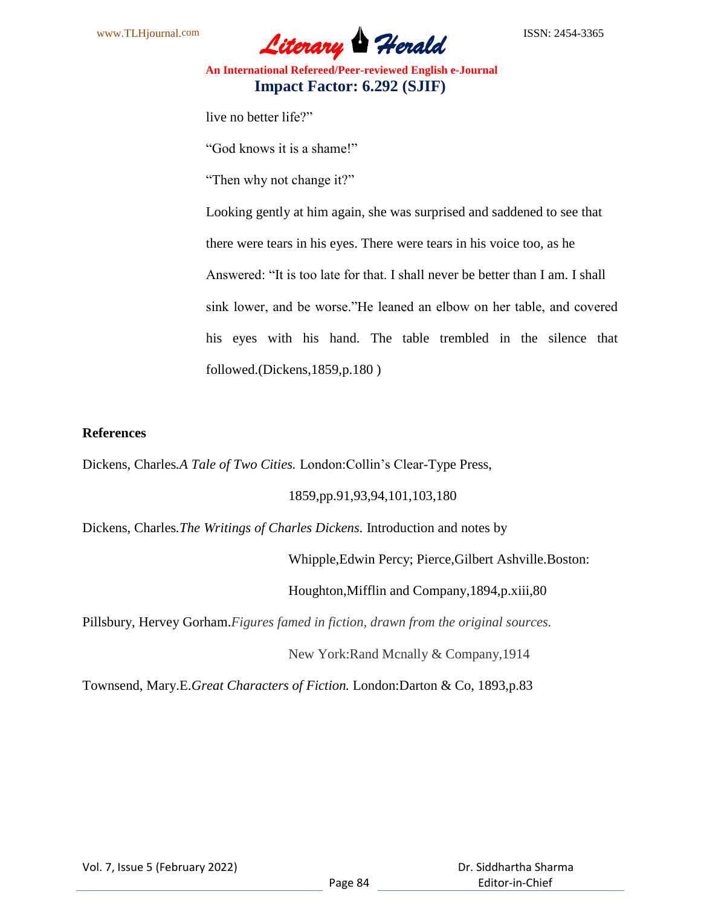live no better life?"

"God knows it is a shame!"

"Then why not change it?"

Looking gently at him again, she was surprised and saddened to see that there were tears in his eyes. There were tears in his voice too, as he Answered: "It is too late for that. I shall never be better than I am. I shall sink lower, and be worse."He leaned an elbow on her table, and covered his eyes with his hand. The table trembled in the silence that followed.(Dickens,1859,p.180 )

## References

Dickens, Charles.*A Tale of Two Cities.* London:Collin's Clear-Type Press, 1859,pp.91,93,94,101,103,180

Dickens, Charles.*The Writings of Charles Dickens.* Introduction and notes by Whipple,Edwin Percy; Pierce,Gilbert Ashville.Boston: Houghton,Mifflin and Company,1894,p.xiii,80

Pillsbury, Hervey Gorham.*Figures famed in fiction, drawn from the original sources.* New York:Rand Mcnally & Company,1914

Townsend, Mary.E.*Great Characters of Fiction.* London:Darton & Co, 1893,p.83